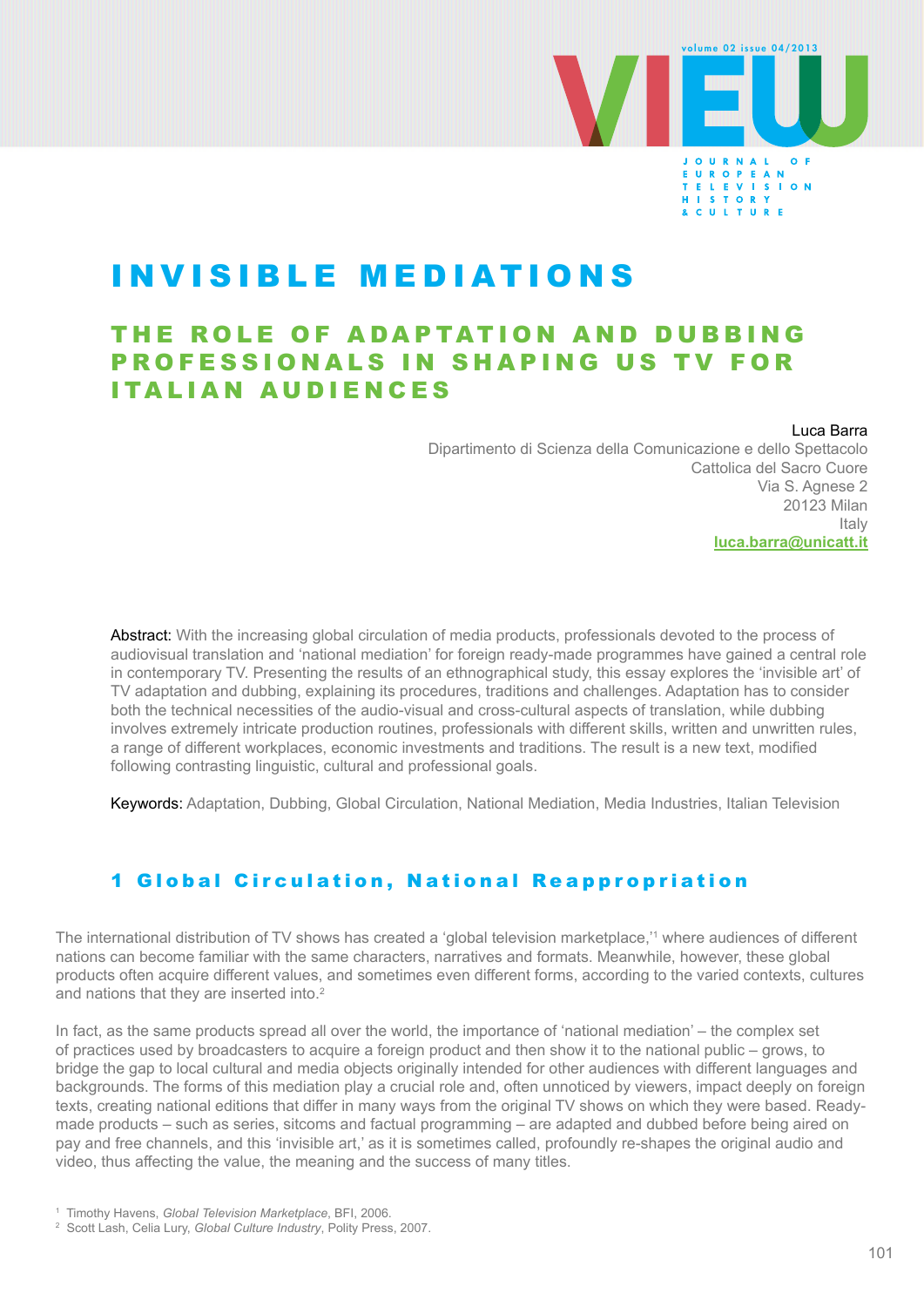# INVISIBLE MEDIATIONS

## THE ROLE OF ADAPTATION AND DUBBING PROFESSIONALS IN SHAPING US TV FOR ITALIAN AUDIENCES

Luca Barra
Dipartimento di Scienza della Comunicazione e dello Spettacolo
Cattolica del Sacro Cuore
Via S. Agnese 2
20123 Milan
Italy
luca.barra@unicatt.it

Abstract: With the increasing global circulation of media products, professionals devoted to the process of audiovisual translation and 'national mediation' for foreign ready-made programmes have gained a central role in contemporary TV. Presenting the results of an ethnographical study, this essay explores the 'invisible art' of TV adaptation and dubbing, explaining its procedures, traditions and challenges. Adaptation has to consider both the technical necessities of the audio-visual and cross-cultural aspects of translation, while dubbing involves extremely intricate production routines, professionals with different skills, written and unwritten rules, a range of different workplaces, economic investments and traditions. The result is a new text, modified following contrasting linguistic, cultural and professional goals.

Keywords: Adaptation, Dubbing, Global Circulation, National Mediation, Media Industries, Italian Television

## 1 Global Circulation, National Reappropriation

The international distribution of TV shows has created a 'global television marketplace,'[1] where audiences of different nations can become familiar with the same characters, narratives and formats. Meanwhile, however, these global products often acquire different values, and sometimes even different forms, according to the varied contexts, cultures and nations that they are inserted into.[2]

In fact, as the same products spread all over the world, the importance of 'national mediation' – the complex set of practices used by broadcasters to acquire a foreign product and then show it to the national public – grows, to bridge the gap to local cultural and media objects originally intended for other audiences with different languages and backgrounds. The forms of this mediation play a crucial role and, often unnoticed by viewers, impact deeply on foreign texts, creating national editions that differ in many ways from the original TV shows on which they were based. Ready-made products – such as series, sitcoms and factual programming – are adapted and dubbed before being aired on pay and free channels, and this 'invisible art,' as it is sometimes called, profoundly re-shapes the original audio and video, thus affecting the value, the meaning and the success of many titles.

[1] Timothy Havens, *Global Television Marketplace*, BFI, 2006.

[2] Scott Lash, Celia Lury, *Global Culture Industry*, Polity Press, 2007.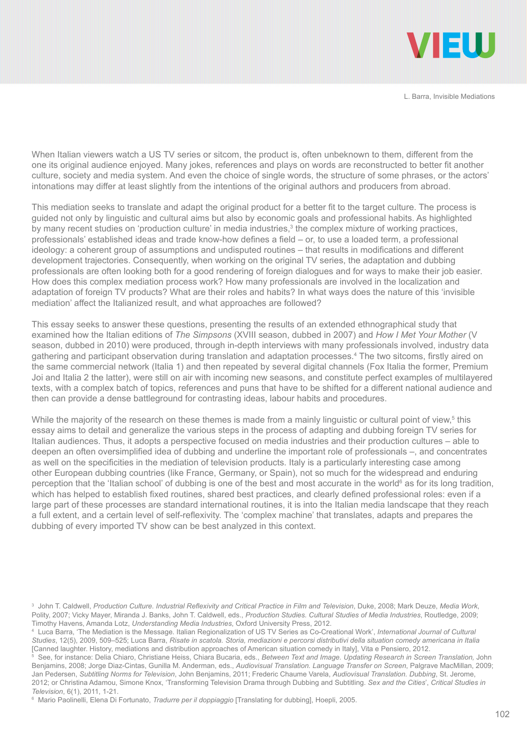When Italian viewers watch a US TV series or sitcom, the product is, often unbeknown to them, different from the one its original audience enjoyed. Many jokes, references and plays on words are reconstructed to better fit another culture, society and media system. And even the choice of single words, the structure of some phrases, or the actors' intonations may differ at least slightly from the intentions of the original authors and producers from abroad.

This mediation seeks to translate and adapt the original product for a better fit to the target culture. The process is guided not only by linguistic and cultural aims but also by economic goals and professional habits. As highlighted by many recent studies on 'production culture' in media industries,[3] the complex mixture of working practices, professionals' established ideas and trade know-how defines a field – or, to use a loaded term, a professional ideology: a coherent group of assumptions and undisputed routines – that results in modifications and different development trajectories. Consequently, when working on the original TV series, the adaptation and dubbing professionals are often looking both for a good rendering of foreign dialogues and for ways to make their job easier. How does this complex mediation process work? How many professionals are involved in the localization and adaptation of foreign TV products? What are their roles and habits? In what ways does the nature of this 'invisible mediation' affect the Italianized result, and what approaches are followed?

This essay seeks to answer these questions, presenting the results of an extended ethnographical study that examined how the Italian editions of *The Simpsons* (XVIII season, dubbed in 2007) and *How I Met Your Mother* (V season, dubbed in 2010) were produced, through in-depth interviews with many professionals involved, industry data gathering and participant observation during translation and adaptation processes.[4] The two sitcoms, firstly aired on the same commercial network (Italia 1) and then repeated by several digital channels (Fox Italia the former, Premium Joi and Italia 2 the latter), were still on air with incoming new seasons, and constitute perfect examples of multilayered texts, with a complex batch of topics, references and puns that have to be shifted for a different national audience and then can provide a dense battleground for contrasting ideas, labour habits and procedures.

While the majority of the research on these themes is made from a mainly linguistic or cultural point of view,[5] this essay aims to detail and generalize the various steps in the process of adapting and dubbing foreign TV series for Italian audiences. Thus, it adopts a perspective focused on media industries and their production cultures – able to deepen an often oversimplified idea of dubbing and underline the important role of professionals –, and concentrates as well on the specificities in the mediation of television products. Italy is a particularly interesting case among other European dubbing countries (like France, Germany, or Spain), not so much for the widespread and enduring perception that the 'Italian school' of dubbing is one of the best and most accurate in the world[6] as for its long tradition, which has helped to establish fixed routines, shared best practices, and clearly defined professional roles: even if a large part of these processes are standard international routines, it is into the Italian media landscape that they reach a full extent, and a certain level of self-reflexivity. The 'complex machine' that translates, adapts and prepares the dubbing of every imported TV show can be best analyzed in this context.

---

[3] John T. Caldwell, *Production Culture. Industrial Reflexivity and Critical Practice in Film and Television*, Duke, 2008; Mark Deuze, *Media Work*, Polity, 2007; Vicky Mayer, Miranda J. Banks, John T. Caldwell, eds., *Production Studies. Cultural Studies of Media Industries*, Routledge, 2009; Timothy Havens, Amanda Lotz, *Understanding Media Industries*, Oxford University Press, 2012.

[4] Luca Barra, 'The Mediation is the Message. Italian Regionalization of US TV Series as Co-Creational Work', *International Journal of Cultural Studies*, 12(5), 2009, 509–525; Luca Barra, *Risate in scatola. Storia, mediazioni e percorsi distributivi della situation comedy americana in Italia* [Canned laughter. History, mediations and distribution approaches of American situation comedy in Italy], Vita e Pensiero, 2012.

[5] See, for instance: Delia Chiaro, Christiane Heiss, Chiara Bucaria, eds., *Between Text and Image. Updating Research in Screen Translation*, John Benjamins, 2008; Jorge Diaz-Cintas, Gunilla M. Anderman, eds., *Audiovisual Translation. Language Transfer on Screen*, Palgrave MacMillan, 2009; Jan Pedersen, *Subtitling Norms for Television*, John Benjamins, 2011; Frederic Chaume Varela, *Audiovisual Translation. Dubbing*, St. Jerome, 2012; or Christina Adamou, Simone Knox, 'Transforming Television Drama through Dubbing and Subtitling. *Sex and the Cities*', *Critical Studies in Television*, 6(1), 2011, 1-21.

[6] Mario Paolinelli, Elena Di Fortunato, *Tradurre per il doppiaggio* [Translating for dubbing], Hoepli, 2005.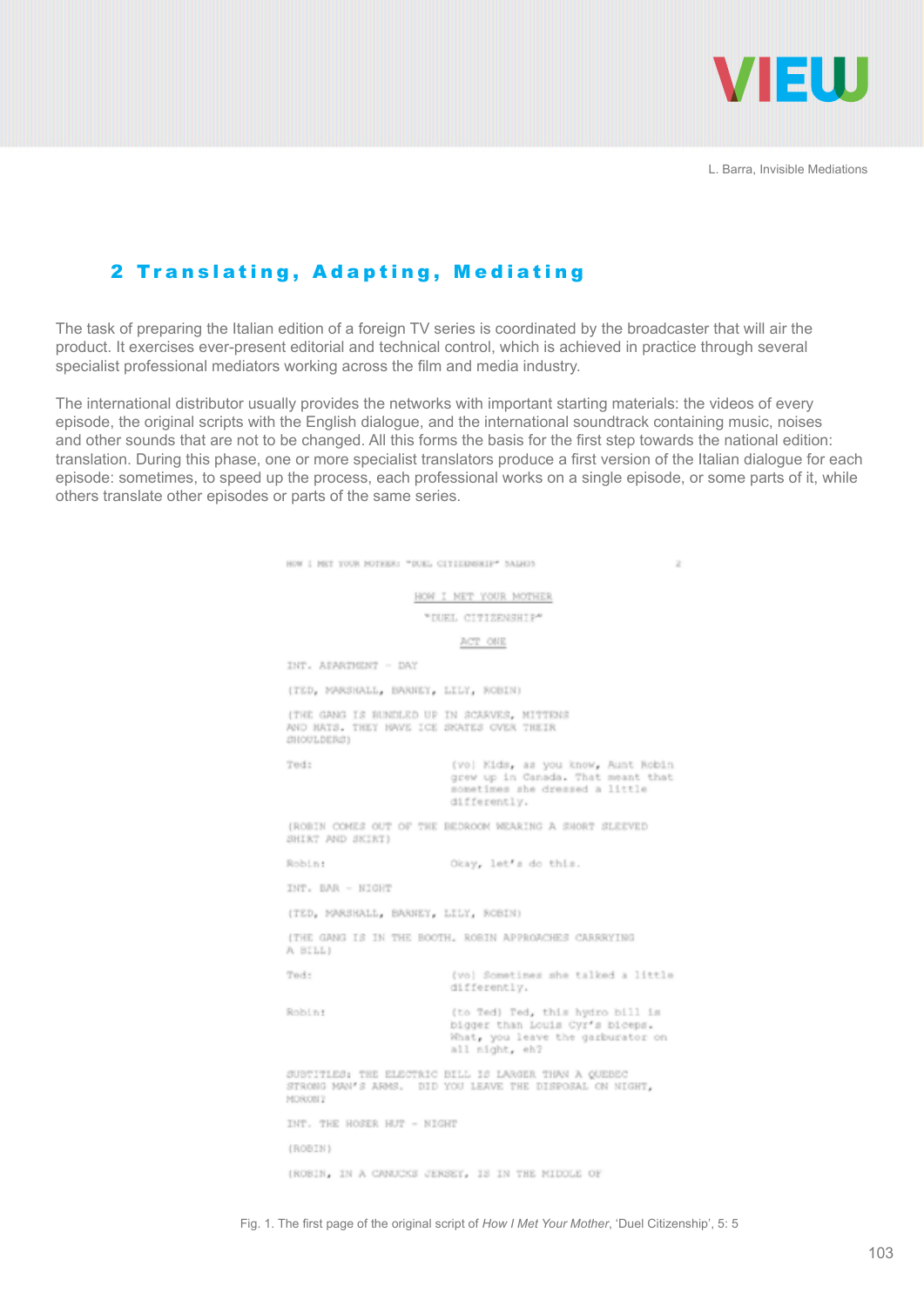## 2 Translating, Adapting, Mediating

The task of preparing the Italian edition of a foreign TV series is coordinated by the broadcaster that will air the product. It exercises ever-present editorial and technical control, which is achieved in practice through several specialist professional mediators working across the film and media industry.

The international distributor usually provides the networks with important starting materials: the videos of every episode, the original scripts with the English dialogue, and the international soundtrack containing music, noises and other sounds that are not to be changed. All this forms the basis for the first step towards the national edition: translation. During this phase, one or more specialist translators produce a first version of the Italian dialogue for each episode: sometimes, to speed up the process, each professional works on a single episode, or some parts of it, while others translate other episodes or parts of the same series.

```
HOW I MET YOUR MOTHER: "DUEL CITIZENSHIP" SALMO5                    2

                        HOW I MET YOUR MOTHER
                        "DUEL CITIZENSHIP"
                              ACT ONE

INT. APARTMENT - DAY

(TED, MARSHALL, BARNEY, LILY, ROBIN)

(THE GANG IS BUNDLED UP IN SCARVES, MITTENS
AND HATS. THEY HAVE ICE SKATES OVER THEIR
SHOULDERS)

Ted:                      (vo) Kids, as you know, Aunt Robin
                          grew up in Canada. That meant that
                          sometimes she dressed a little
                          differently.

(ROBIN COMES OUT OF THE BEDROOM WEARING A SHORT SLEEVED
SHIRT AND SKIRT)

Robin:                    Okay, let's do this.

INT. BAR - NIGHT

(TED, MARSHALL, BARNEY, LILY, ROBIN)

(THE GANG IS IN THE BOOTH. ROBIN APPROACHES CARRYING
A BILL)

Ted:                      (vo) Sometimes she talked a little
                          differently.

Robin:                    (to Ted) Ted, this hydro bill is
                          bigger than Louis Cyr's biceps.
                          What, you leave the garburator on
                          all night, eh?

SUBTITLES: THE ELECTRIC BILL IS LARGER THAN A QUEBEC
STRONG MAN'S ARMS.  DID YOU LEAVE THE DISPOSAL ON NIGHT,
MORON?

INT. THE HOSER HUT - NIGHT

(ROBIN)

(ROBIN, IN A CANUCKS JERSEY, IS IN THE MIDDLE OF
```

Fig. 1. The first page of the original script of *How I Met Your Mother*, 'Duel Citizenship', 5: 5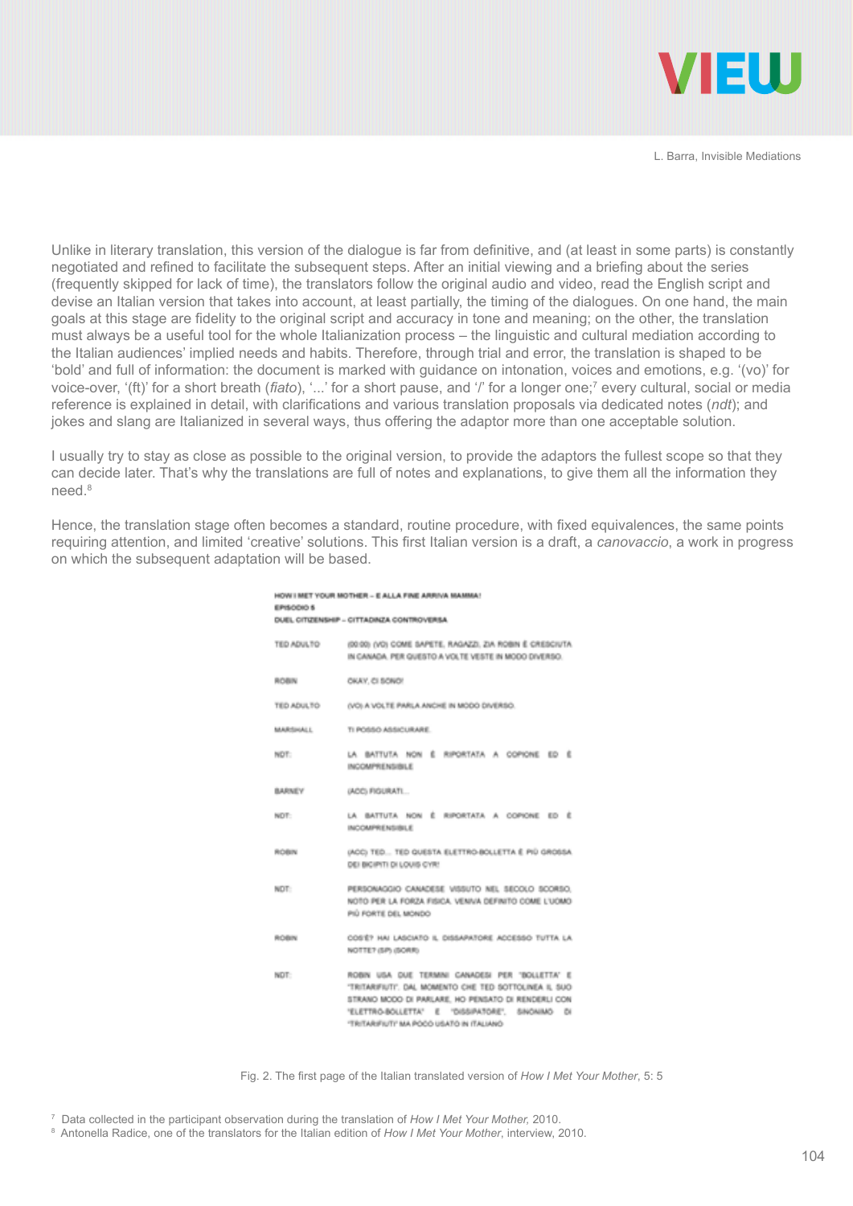Unlike in literary translation, this version of the dialogue is far from definitive, and (at least in some parts) is constantly negotiated and refined to facilitate the subsequent steps. After an initial viewing and a briefing about the series (frequently skipped for lack of time), the translators follow the original audio and video, read the English script and devise an Italian version that takes into account, at least partially, the timing of the dialogues. On one hand, the main goals at this stage are fidelity to the original script and accuracy in tone and meaning; on the other, the translation must always be a useful tool for the whole Italianization process – the linguistic and cultural mediation according to the Italian audiences' implied needs and habits. Therefore, through trial and error, the translation is shaped to be 'bold' and full of information: the document is marked with guidance on intonation, voices and emotions, e.g. '(vo)' for voice-over, '(ft)' for a short breath (*fiato*), '...' for a short pause, and '/' for a longer one;[7] every cultural, social or media reference is explained in detail, with clarifications and various translation proposals via dedicated notes (*ndt*); and jokes and slang are Italianized in several ways, thus offering the adaptor more than one acceptable solution.

I usually try to stay as close as possible to the original version, to provide the adaptors the fullest scope so that they can decide later. That's why the translations are full of notes and explanations, to give them all the information they need.[8]

Hence, the translation stage often becomes a standard, routine procedure, with fixed equivalences, the same points requiring attention, and limited 'creative' solutions. This first Italian version is a draft, a *canovaccio*, a work in progress on which the subsequent adaptation will be based.

HOW I MET YOUR MOTHER – E ALLA FINE ARRIVA MAMMA!
EPISODIO 5
DUEL CITIZENSHIP – CITTADINZA CONTROVERSA

| | |
|---|---|
| TED ADULTO | (00:00) (VO) COME SAPETE, RAGAZZI, ZIA ROBIN È CRESCIUTA IN CANADA. PER QUESTO A VOLTE VESTE IN MODO DIVERSO. |
| ROBIN | OKAY, CI SONO! |
| TED ADULTO | (VO) A VOLTE PARLA ANCHE IN MODO DIVERSO. |
| MARSHALL | TI POSSO ASSICURARE. |
| NDT: | LA BATTUTA NON È RIPORTATA A COPIONE ED È INCOMPRENSIBILE |
| BARNEY | (ACC) FIGURATI... |
| NDT: | LA BATTUTA NON È RIPORTATA A COPIONE ED È INCOMPRENSIBILE |
| ROBIN | (ACC) TED... TED QUESTA ELETTRO-BOLLETTA È PIÙ GROSSA DEI BICIPITI DI LOUIS CYR! |
| NDT: | PERSONAGGIO CANADESE VISSUTO NEL SECOLO SCORSO, NOTO PER LA FORZA FISICA. VENIVA DEFINITO COME L'UOMO PIÙ FORTE DEL MONDO |
| ROBIN | COS'È? HAI LASCIATO IL DISSAPATORE ACCESSO TUTTA LA NOTTE? (SP) (SORR) |
| NDT: | ROBIN USA DUE TERMINI CANADESI PER "BOLLETTA" E "TRITARIFIUTI". DAL MOMENTO CHE TED SOTTOLINEA IL SUO STRANO MODO DI PARLARE, HO PENSATO DI RENDERLI CON "ELETTRO-BOLLETTA" E "DISSIPATORE", SINONIMO DI "TRITARIFIUTI" MA POCO USATO IN ITALIANO |

Fig. 2. The first page of the Italian translated version of *How I Met Your Mother*, 5: 5

[7] Data collected in the participant observation during the translation of *How I Met Your Mother,* 2010.

[8] Antonella Radice, one of the translators for the Italian edition of *How I Met Your Mother*, interview, 2010.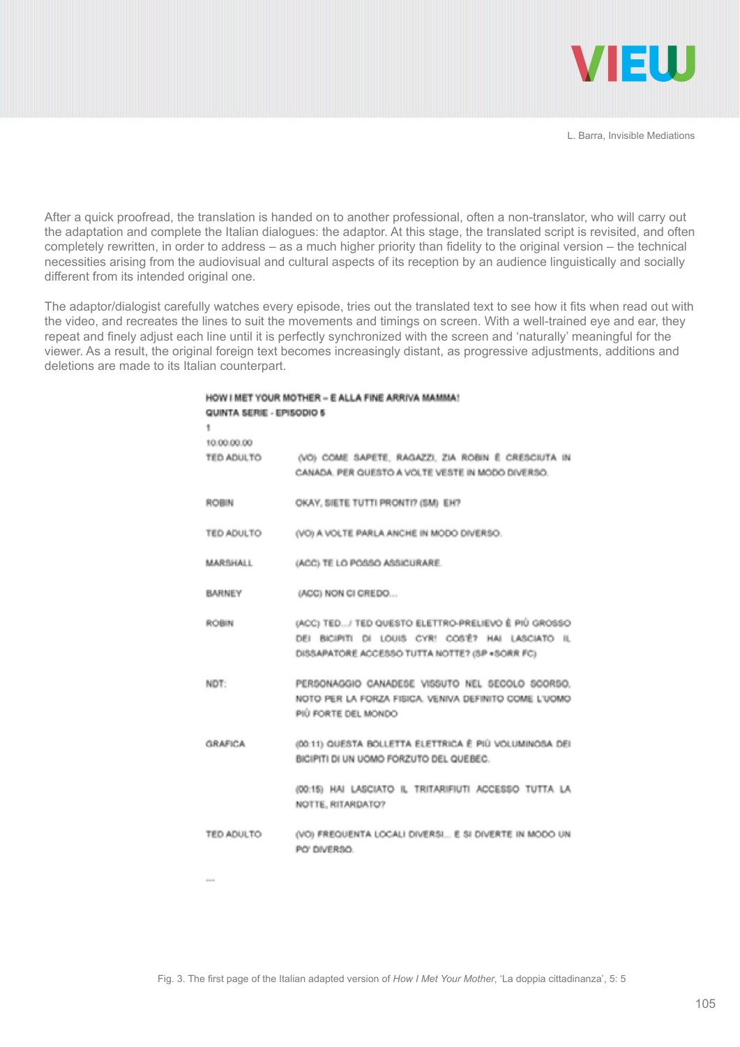After a quick proofread, the translation is handed on to another professional, often a non-translator, who will carry out the adaptation and complete the Italian dialogues: the adaptor. At this stage, the translated script is revisited, and often completely rewritten, in order to address – as a much higher priority than fidelity to the original version – the technical necessities arising from the audiovisual and cultural aspects of its reception by an audience linguistically and socially different from its intended original one.

The adaptor/dialogist carefully watches every episode, tries out the translated text to see how it fits when read out with the video, and recreates the lines to suit the movements and timings on screen. With a well-trained eye and ear, they repeat and finely adjust each line until it is perfectly synchronized with the screen and 'naturally' meaningful for the viewer. As a result, the original foreign text becomes increasingly distant, as progressive adjustments, additions and deletions are made to its Italian counterpart.

**HOW I MET YOUR MOTHER – E ALLA FINE ARRIVA MAMMA!**
**QUINTA SERIE - EPISODIO 5**

1

10.00.00.00

| | |
|---|---|
| TED ADULTO | (VO) COME SAPETE, RAGAZZI, ZIA ROBIN È CRESCIUTA IN CANADA. PER QUESTO A VOLTE VESTE IN MODO DIVERSO. |
| ROBIN | OKAY, SIETE TUTTI PRONTI? (SM) EH? |
| TED ADULTO | (VO) A VOLTE PARLA ANCHE IN MODO DIVERSO. |
| MARSHALL | (ACC) TE LO POSSO ASSICURARE. |
| BARNEY | (ACC) NON CI CREDO... |
| ROBIN | (ACC) TED.../ TED QUESTO ELETTRO-PRELIEVO È PIÙ GROSSO DEI BICIPITI DI LOUIS CYR! COS'È? HAI LASCIATO IL DISSAPATORE ACCESSO TUTTA NOTTE? (SP •SORR FC) |
| NDT: | PERSONAGGIO CANADESE VISSUTO NEL SECOLO SCORSO, NOTO PER LA FORZA FISICA, VENIVA DEFINITO COME L'UOMO PIÙ FORTE DEL MONDO |
| GRAFICA | (00:11) QUESTA BOLLETTA ELETTRICA È PIÙ VOLUMINOSA DEI BICIPITI DI UN UOMO FORZUTO DEL QUEBEC. |
| | (00:15) HAI LASCIATO IL TRITARIFIUTI ACCESSO TUTTA LA NOTTE, RITARDATO? |
| TED ADULTO | (VO) FREQUENTA LOCALI DIVERSI... E SI DIVERTE IN MODO UN PO' DIVERSO. |

...

Fig. 3. The first page of the Italian adapted version of *How I Met Your Mother*, 'La doppia cittadinanza', 5: 5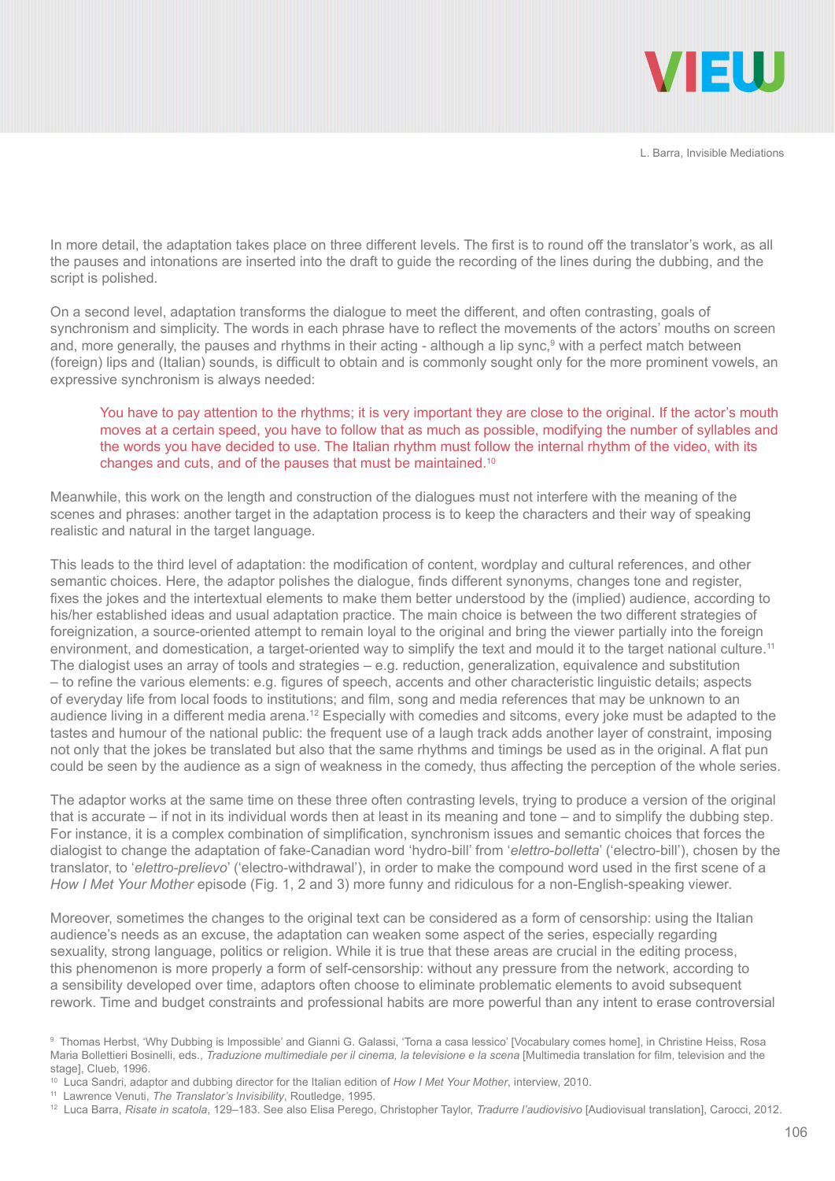In more detail, the adaptation takes place on three different levels. The first is to round off the translator's work, as all the pauses and intonations are inserted into the draft to guide the recording of the lines during the dubbing, and the script is polished.

On a second level, adaptation transforms the dialogue to meet the different, and often contrasting, goals of synchronism and simplicity. The words in each phrase have to reflect the movements of the actors' mouths on screen and, more generally, the pauses and rhythms in their acting - although a lip sync,[9] with a perfect match between (foreign) lips and (Italian) sounds, is difficult to obtain and is commonly sought only for the more prominent vowels, an expressive synchronism is always needed:

> You have to pay attention to the rhythms; it is very important they are close to the original. If the actor's mouth moves at a certain speed, you have to follow that as much as possible, modifying the number of syllables and the words you have decided to use. The Italian rhythm must follow the internal rhythm of the video, with its changes and cuts, and of the pauses that must be maintained.[10]

Meanwhile, this work on the length and construction of the dialogues must not interfere with the meaning of the scenes and phrases: another target in the adaptation process is to keep the characters and their way of speaking realistic and natural in the target language.

This leads to the third level of adaptation: the modification of content, wordplay and cultural references, and other semantic choices. Here, the adaptor polishes the dialogue, finds different synonyms, changes tone and register, fixes the jokes and the intertextual elements to make them better understood by the (implied) audience, according to his/her established ideas and usual adaptation practice. The main choice is between the two different strategies of foreignization, a source-oriented attempt to remain loyal to the original and bring the viewer partially into the foreign environment, and domestication, a target-oriented way to simplify the text and mould it to the target national culture.[11] The dialogist uses an array of tools and strategies – e.g. reduction, generalization, equivalence and substitution – to refine the various elements: e.g. figures of speech, accents and other characteristic linguistic details; aspects of everyday life from local foods to institutions; and film, song and media references that may be unknown to an audience living in a different media arena.[12] Especially with comedies and sitcoms, every joke must be adapted to the tastes and humour of the national public: the frequent use of a laugh track adds another layer of constraint, imposing not only that the jokes be translated but also that the same rhythms and timings be used as in the original. A flat pun could be seen by the audience as a sign of weakness in the comedy, thus affecting the perception of the whole series.

The adaptor works at the same time on these three often contrasting levels, trying to produce a version of the original that is accurate – if not in its individual words then at least in its meaning and tone – and to simplify the dubbing step. For instance, it is a complex combination of simplification, synchronism issues and semantic choices that forces the dialogist to change the adaptation of fake-Canadian word 'hydro-bill' from '*elettro-bolletta*' ('electro-bill'), chosen by the translator, to '*elettro-prelievo*' ('electro-withdrawal'), in order to make the compound word used in the first scene of a *How I Met Your Mother* episode (Fig. 1, 2 and 3) more funny and ridiculous for a non-English-speaking viewer.

Moreover, sometimes the changes to the original text can be considered as a form of censorship: using the Italian audience's needs as an excuse, the adaptation can weaken some aspect of the series, especially regarding sexuality, strong language, politics or religion. While it is true that these areas are crucial in the editing process, this phenomenon is more properly a form of self-censorship: without any pressure from the network, according to a sensibility developed over time, adaptors often choose to eliminate problematic elements to avoid subsequent rework. Time and budget constraints and professional habits are more powerful than any intent to erase controversial

---

[9] Thomas Herbst, 'Why Dubbing is Impossible' and Gianni G. Galassi, 'Torna a casa lessico' [Vocabulary comes home], in Christine Heiss, Rosa Maria Bollettieri Bosinelli, eds., *Traduzione multimediale per il cinema, la televisione e la scena* [Multimedia translation for film, television and the stage], Clueb, 1996.

[10] Luca Sandri, adaptor and dubbing director for the Italian edition of *How I Met Your Mother*, interview, 2010.

[11] Lawrence Venuti, *The Translator's Invisibility*, Routledge, 1995.

[12] Luca Barra, *Risate in scatola*, 129–183. See also Elisa Perego, Christopher Taylor, *Tradurre l'audiovisivo* [Audiovisual translation], Carocci, 2012.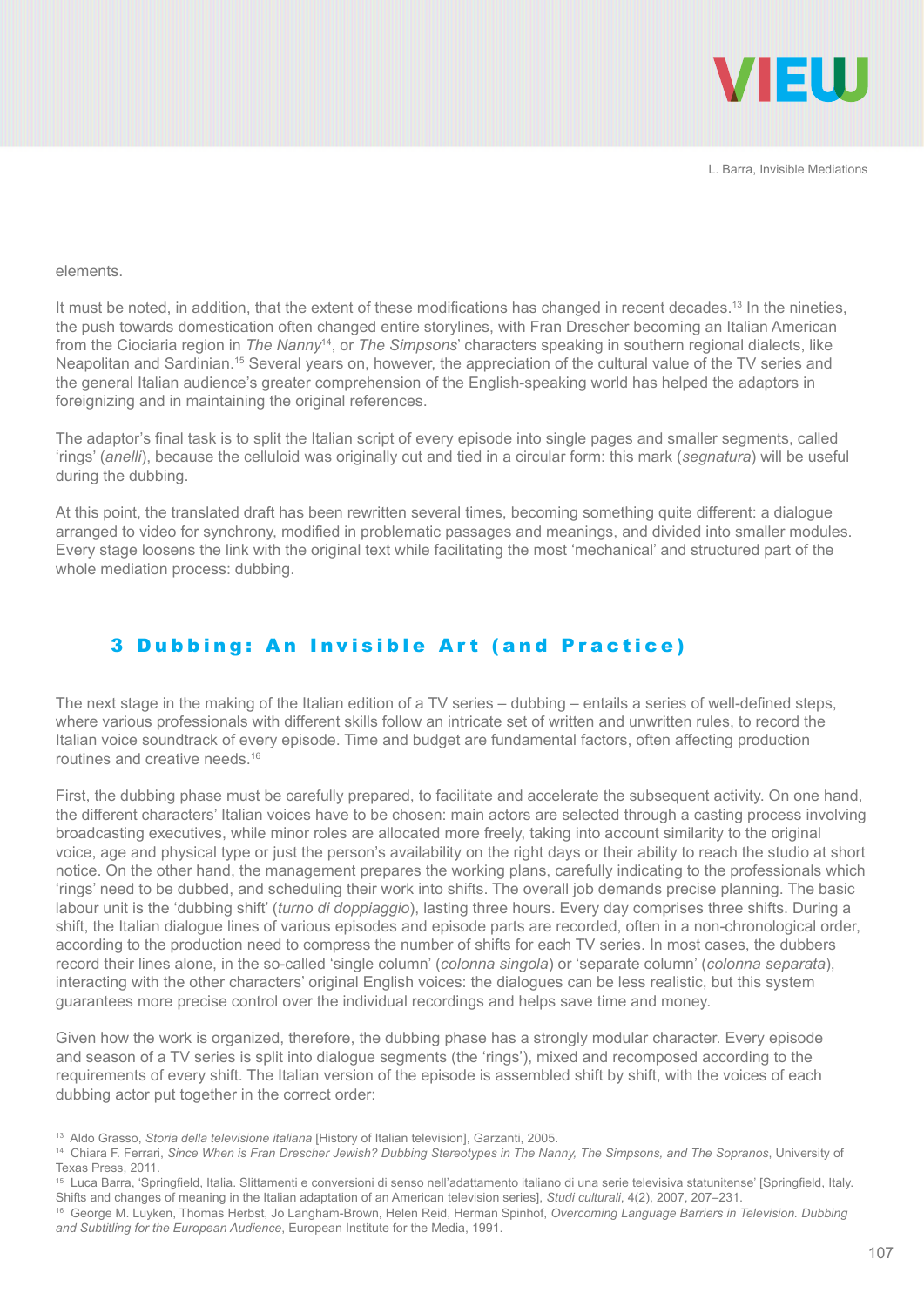elements.

It must be noted, in addition, that the extent of these modifications has changed in recent decades.[13] In the nineties, the push towards domestication often changed entire storylines, with Fran Drescher becoming an Italian American from the Ciociaria region in *The Nanny*[14], or *The Simpsons*' characters speaking in southern regional dialects, like Neapolitan and Sardinian.[15] Several years on, however, the appreciation of the cultural value of the TV series and the general Italian audience's greater comprehension of the English-speaking world has helped the adaptors in foreignizing and in maintaining the original references.

The adaptor's final task is to split the Italian script of every episode into single pages and smaller segments, called 'rings' (*anelli*), because the celluloid was originally cut and tied in a circular form: this mark (*segnatura*) will be useful during the dubbing.

At this point, the translated draft has been rewritten several times, becoming something quite different: a dialogue arranged to video for synchrony, modified in problematic passages and meanings, and divided into smaller modules. Every stage loosens the link with the original text while facilitating the most 'mechanical' and structured part of the whole mediation process: dubbing.

## 3 Dubbing: An Invisible Art (and Practice)

The next stage in the making of the Italian edition of a TV series – dubbing – entails a series of well-defined steps, where various professionals with different skills follow an intricate set of written and unwritten rules, to record the Italian voice soundtrack of every episode. Time and budget are fundamental factors, often affecting production routines and creative needs.[16]

First, the dubbing phase must be carefully prepared, to facilitate and accelerate the subsequent activity. On one hand, the different characters' Italian voices have to be chosen: main actors are selected through a casting process involving broadcasting executives, while minor roles are allocated more freely, taking into account similarity to the original voice, age and physical type or just the person's availability on the right days or their ability to reach the studio at short notice. On the other hand, the management prepares the working plans, carefully indicating to the professionals which 'rings' need to be dubbed, and scheduling their work into shifts. The overall job demands precise planning. The basic labour unit is the 'dubbing shift' (*turno di doppiaggio*), lasting three hours. Every day comprises three shifts. During a shift, the Italian dialogue lines of various episodes and episode parts are recorded, often in a non-chronological order, according to the production need to compress the number of shifts for each TV series. In most cases, the dubbers record their lines alone, in the so-called 'single column' (*colonna singola*) or 'separate column' (*colonna separata*), interacting with the other characters' original English voices: the dialogues can be less realistic, but this system guarantees more precise control over the individual recordings and helps save time and money.

Given how the work is organized, therefore, the dubbing phase has a strongly modular character. Every episode and season of a TV series is split into dialogue segments (the 'rings'), mixed and recomposed according to the requirements of every shift. The Italian version of the episode is assembled shift by shift, with the voices of each dubbing actor put together in the correct order:

---

[13] Aldo Grasso, *Storia della televisione italiana* [History of Italian television], Garzanti, 2005.

[14] Chiara F. Ferrari, *Since When is Fran Drescher Jewish? Dubbing Stereotypes in The Nanny, The Simpsons, and The Sopranos*, University of Texas Press, 2011.

[15] Luca Barra, 'Springfield, Italia. Slittamenti e conversioni di senso nell'adattamento italiano di una serie televisiva statunitense' [Springfield, Italy. Shifts and changes of meaning in the Italian adaptation of an American television series], *Studi culturali*, 4(2), 2007, 207–231.

[16] George M. Luyken, Thomas Herbst, Jo Langham-Brown, Helen Reid, Herman Spinhof, *Overcoming Language Barriers in Television. Dubbing and Subtitling for the European Audience*, European Institute for the Media, 1991.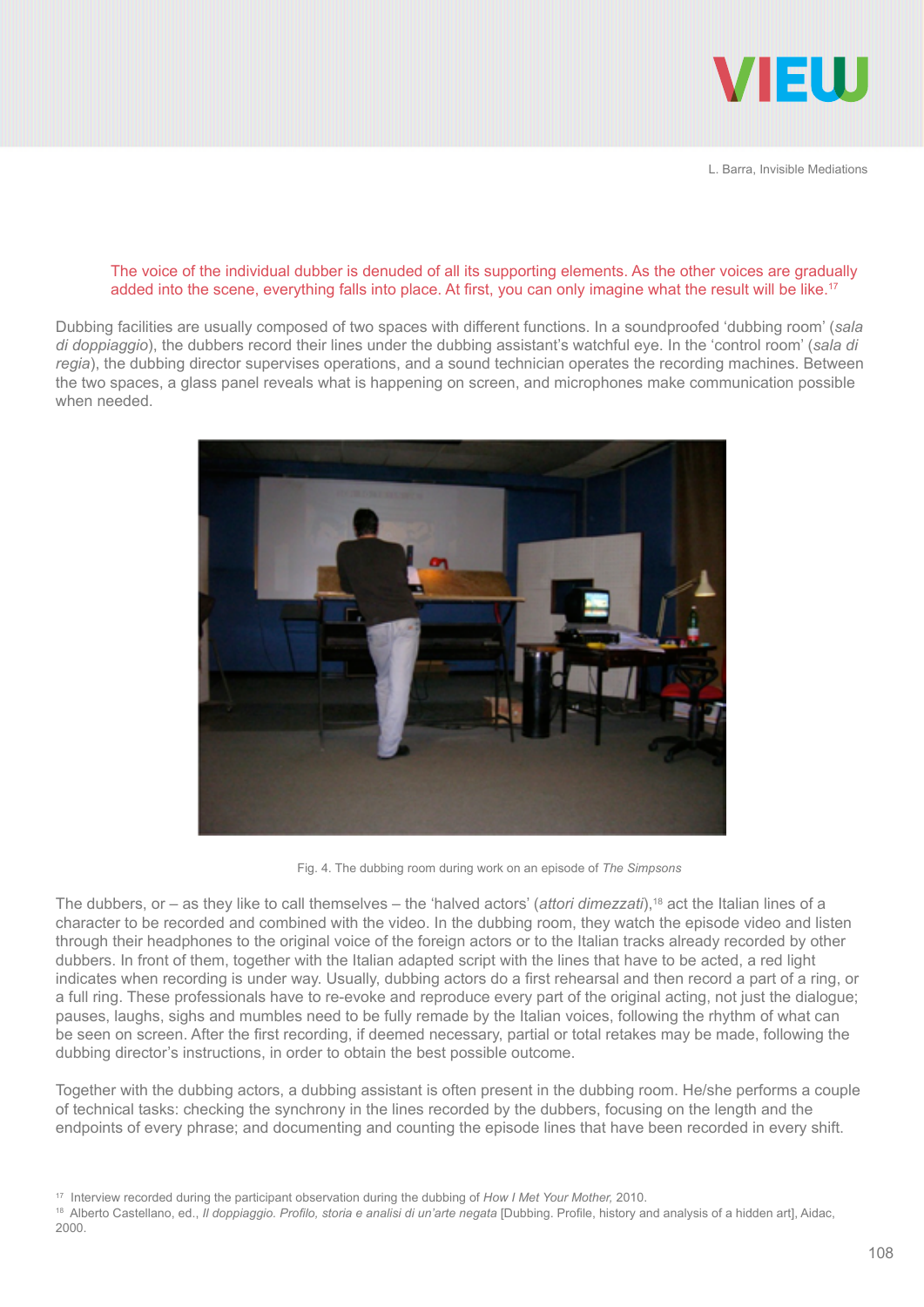> The voice of the individual dubber is denuded of all its supporting elements. As the other voices are gradually added into the scene, everything falls into place. At first, you can only imagine what the result will be like.[17]

Dubbing facilities are usually composed of two spaces with different functions. In a soundproofed 'dubbing room' (*sala di doppiaggio*), the dubbers record their lines under the dubbing assistant's watchful eye. In the 'control room' (*sala di regia*), the dubbing director supervises operations, and a sound technician operates the recording machines. Between the two spaces, a glass panel reveals what is happening on screen, and microphones make communication possible when needed.

Fig. 4. The dubbing room during work on an episode of *The Simpsons*

The dubbers, or – as they like to call themselves – the 'halved actors' (*attori dimezzati*),[18] act the Italian lines of a character to be recorded and combined with the video. In the dubbing room, they watch the episode video and listen through their headphones to the original voice of the foreign actors or to the Italian tracks already recorded by other dubbers. In front of them, together with the Italian adapted script with the lines that have to be acted, a red light indicates when recording is under way. Usually, dubbing actors do a first rehearsal and then record a part of a ring, or a full ring. These professionals have to re-evoke and reproduce every part of the original acting, not just the dialogue; pauses, laughs, sighs and mumbles need to be fully remade by the Italian voices, following the rhythm of what can be seen on screen. After the first recording, if deemed necessary, partial or total retakes may be made, following the dubbing director's instructions, in order to obtain the best possible outcome.

Together with the dubbing actors, a dubbing assistant is often present in the dubbing room. He/she performs a couple of technical tasks: checking the synchrony in the lines recorded by the dubbers, focusing on the length and the endpoints of every phrase; and documenting and counting the episode lines that have been recorded in every shift.

[17] Interview recorded during the participant observation during the dubbing of *How I Met Your Mother,* 2010.

[18] Alberto Castellano, ed., *Il doppiaggio. Profilo, storia e analisi di un'arte negata* [Dubbing. Profile, history and analysis of a hidden art], Aidac, 2000.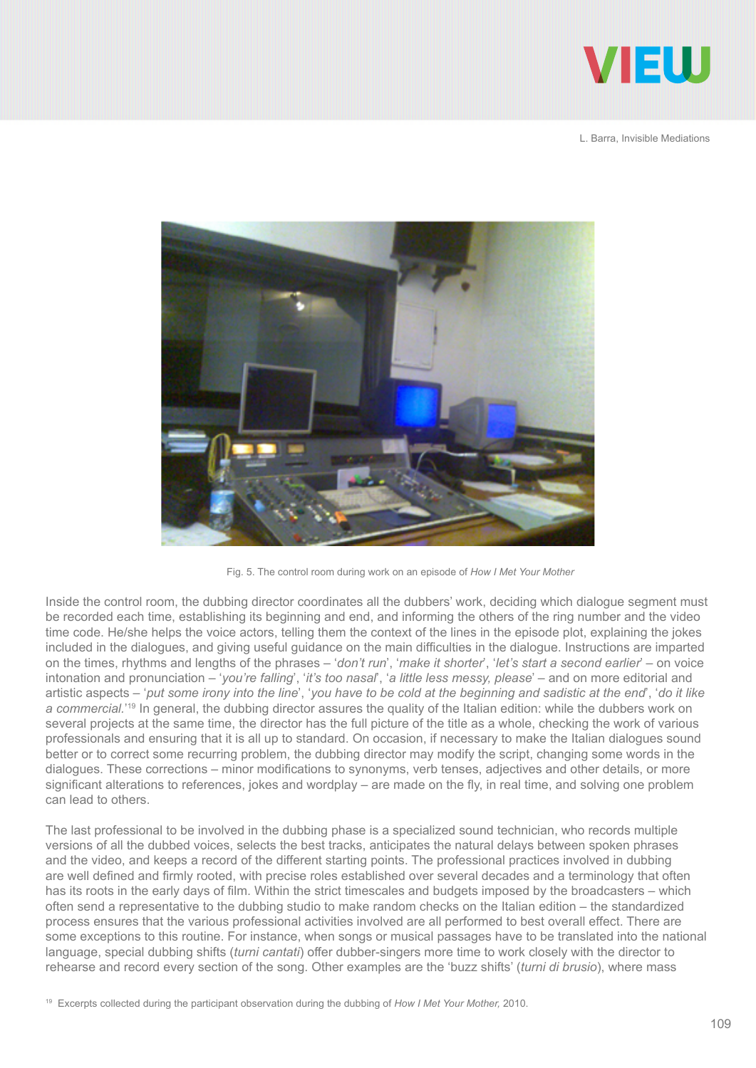Fig. 5. The control room during work on an episode of *How I Met Your Mother*

Inside the control room, the dubbing director coordinates all the dubbers' work, deciding which dialogue segment must be recorded each time, establishing its beginning and end, and informing the others of the ring number and the video time code. He/she helps the voice actors, telling them the context of the lines in the episode plot, explaining the jokes included in the dialogues, and giving useful guidance on the main difficulties in the dialogue. Instructions are imparted on the times, rhythms and lengths of the phrases – '*don't run*', '*make it shorter*', '*let's start a second earlier*' – on voice intonation and pronunciation – '*you're falling*', '*it's too nasal*', '*a little less messy, please*' – and on more editorial and artistic aspects – '*put some irony into the line*', '*you have to be cold at the beginning and sadistic at the end*', '*do it like a commercial.*'[19] In general, the dubbing director assures the quality of the Italian edition: while the dubbers work on several projects at the same time, the director has the full picture of the title as a whole, checking the work of various professionals and ensuring that it is all up to standard. On occasion, if necessary to make the Italian dialogues sound better or to correct some recurring problem, the dubbing director may modify the script, changing some words in the dialogues. These corrections – minor modifications to synonyms, verb tenses, adjectives and other details, or more significant alterations to references, jokes and wordplay – are made on the fly, in real time, and solving one problem can lead to others.

The last professional to be involved in the dubbing phase is a specialized sound technician, who records multiple versions of all the dubbed voices, selects the best tracks, anticipates the natural delays between spoken phrases and the video, and keeps a record of the different starting points. The professional practices involved in dubbing are well defined and firmly rooted, with precise roles established over several decades and a terminology that often has its roots in the early days of film. Within the strict timescales and budgets imposed by the broadcasters – which often send a representative to the dubbing studio to make random checks on the Italian edition – the standardized process ensures that the various professional activities involved are all performed to best overall effect. There are some exceptions to this routine. For instance, when songs or musical passages have to be translated into the national language, special dubbing shifts (*turni cantati*) offer dubber-singers more time to work closely with the director to rehearse and record every section of the song. Other examples are the 'buzz shifts' (*turni di brusio*), where mass

[19] Excerpts collected during the participant observation during the dubbing of *How I Met Your Mother,* 2010.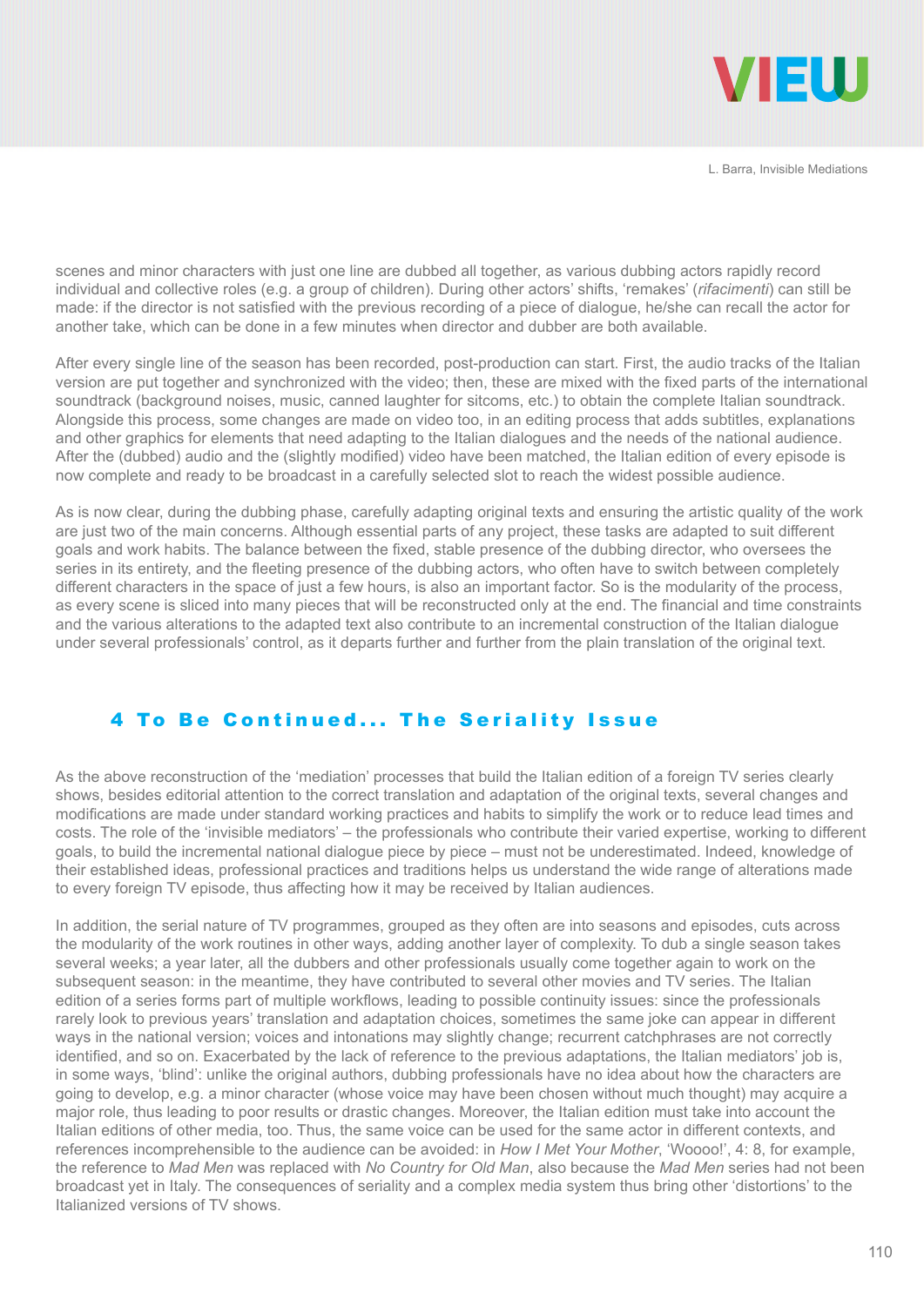scenes and minor characters with just one line are dubbed all together, as various dubbing actors rapidly record individual and collective roles (e.g. a group of children). During other actors' shifts, 'remakes' (*rifacimenti*) can still be made: if the director is not satisfied with the previous recording of a piece of dialogue, he/she can recall the actor for another take, which can be done in a few minutes when director and dubber are both available.

After every single line of the season has been recorded, post-production can start. First, the audio tracks of the Italian version are put together and synchronized with the video; then, these are mixed with the fixed parts of the international soundtrack (background noises, music, canned laughter for sitcoms, etc.) to obtain the complete Italian soundtrack. Alongside this process, some changes are made on video too, in an editing process that adds subtitles, explanations and other graphics for elements that need adapting to the Italian dialogues and the needs of the national audience. After the (dubbed) audio and the (slightly modified) video have been matched, the Italian edition of every episode is now complete and ready to be broadcast in a carefully selected slot to reach the widest possible audience.

As is now clear, during the dubbing phase, carefully adapting original texts and ensuring the artistic quality of the work are just two of the main concerns. Although essential parts of any project, these tasks are adapted to suit different goals and work habits. The balance between the fixed, stable presence of the dubbing director, who oversees the series in its entirety, and the fleeting presence of the dubbing actors, who often have to switch between completely different characters in the space of just a few hours, is also an important factor. So is the modularity of the process, as every scene is sliced into many pieces that will be reconstructed only at the end. The financial and time constraints and the various alterations to the adapted text also contribute to an incremental construction of the Italian dialogue under several professionals' control, as it departs further and further from the plain translation of the original text.

## 4 To Be Continued... The Seriality Issue

As the above reconstruction of the 'mediation' processes that build the Italian edition of a foreign TV series clearly shows, besides editorial attention to the correct translation and adaptation of the original texts, several changes and modifications are made under standard working practices and habits to simplify the work or to reduce lead times and costs. The role of the 'invisible mediators' – the professionals who contribute their varied expertise, working to different goals, to build the incremental national dialogue piece by piece – must not be underestimated. Indeed, knowledge of their established ideas, professional practices and traditions helps us understand the wide range of alterations made to every foreign TV episode, thus affecting how it may be received by Italian audiences.

In addition, the serial nature of TV programmes, grouped as they often are into seasons and episodes, cuts across the modularity of the work routines in other ways, adding another layer of complexity. To dub a single season takes several weeks; a year later, all the dubbers and other professionals usually come together again to work on the subsequent season: in the meantime, they have contributed to several other movies and TV series. The Italian edition of a series forms part of multiple workflows, leading to possible continuity issues: since the professionals rarely look to previous years' translation and adaptation choices, sometimes the same joke can appear in different ways in the national version; voices and intonations may slightly change; recurrent catchphrases are not correctly identified, and so on. Exacerbated by the lack of reference to the previous adaptations, the Italian mediators' job is, in some ways, 'blind': unlike the original authors, dubbing professionals have no idea about how the characters are going to develop, e.g. a minor character (whose voice may have been chosen without much thought) may acquire a major role, thus leading to poor results or drastic changes. Moreover, the Italian edition must take into account the Italian editions of other media, too. Thus, the same voice can be used for the same actor in different contexts, and references incomprehensible to the audience can be avoided: in *How I Met Your Mother*, 'Woooo!', 4: 8, for example, the reference to *Mad Men* was replaced with *No Country for Old Man*, also because the *Mad Men* series had not been broadcast yet in Italy. The consequences of seriality and a complex media system thus bring other 'distortions' to the Italianized versions of TV shows.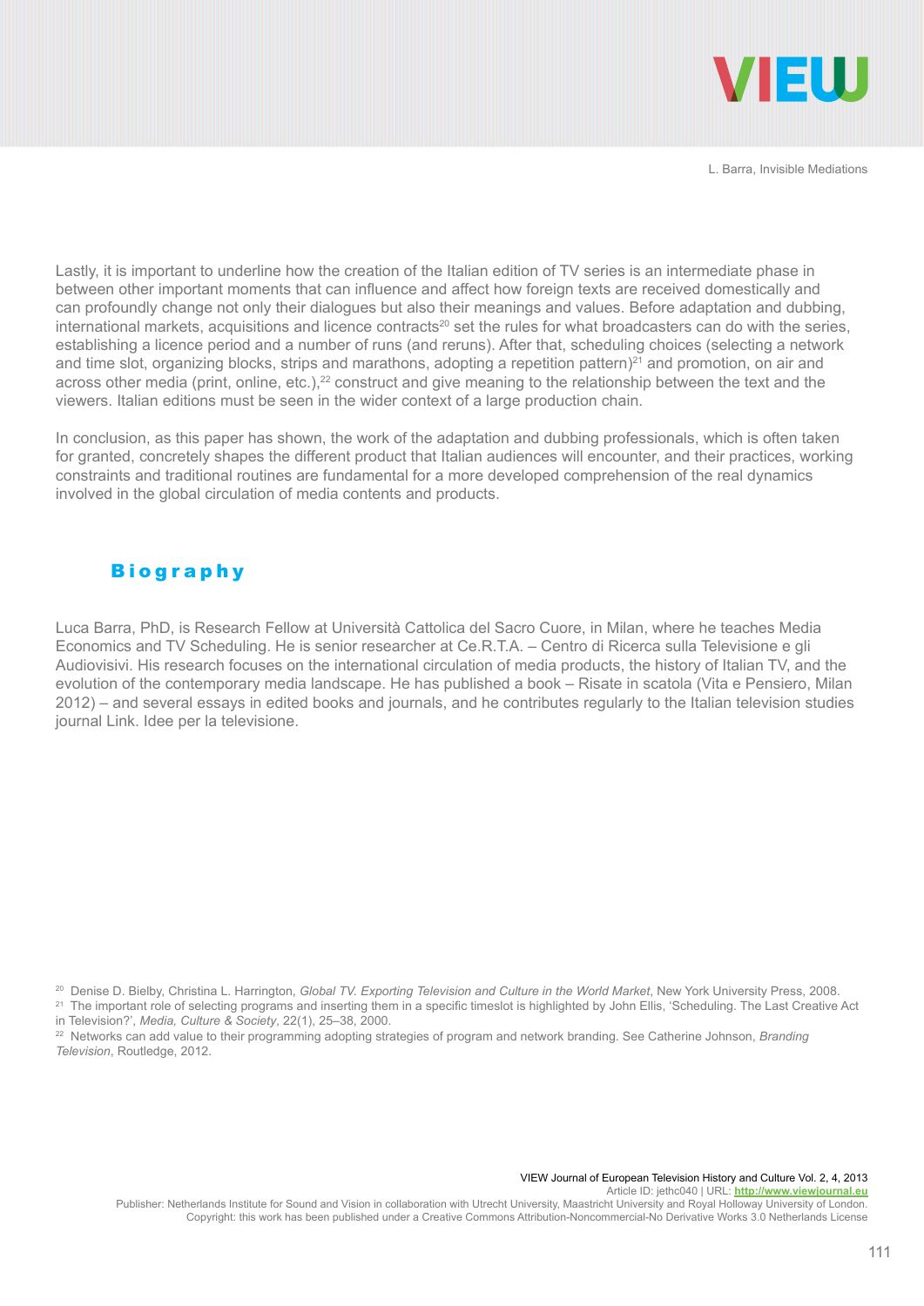Lastly, it is important to underline how the creation of the Italian edition of TV series is an intermediate phase in between other important moments that can influence and affect how foreign texts are received domestically and can profoundly change not only their dialogues but also their meanings and values. Before adaptation and dubbing, international markets, acquisitions and licence contracts[20] set the rules for what broadcasters can do with the series, establishing a licence period and a number of runs (and reruns). After that, scheduling choices (selecting a network and time slot, organizing blocks, strips and marathons, adopting a repetition pattern)[21] and promotion, on air and across other media (print, online, etc.),[22] construct and give meaning to the relationship between the text and the viewers. Italian editions must be seen in the wider context of a large production chain.

In conclusion, as this paper has shown, the work of the adaptation and dubbing professionals, which is often taken for granted, concretely shapes the different product that Italian audiences will encounter, and their practices, working constraints and traditional routines are fundamental for a more developed comprehension of the real dynamics involved in the global circulation of media contents and products.

## Biography

Luca Barra, PhD, is Research Fellow at Università Cattolica del Sacro Cuore, in Milan, where he teaches Media Economics and TV Scheduling. He is senior researcher at Ce.R.T.A. – Centro di Ricerca sulla Televisione e gli Audiovisivi. His research focuses on the international circulation of media products, the history of Italian TV, and the evolution of the contemporary media landscape. He has published a book – Risate in scatola (Vita e Pensiero, Milan 2012) – and several essays in edited books and journals, and he contributes regularly to the Italian television studies journal Link. Idee per la televisione.

[20] Denise D. Bielby, Christina L. Harrington, *Global TV. Exporting Television and Culture in the World Market*, New York University Press, 2008.
[21] The important role of selecting programs and inserting them in a specific timeslot is highlighted by John Ellis, 'Scheduling. The Last Creative Act in Television?', *Media, Culture & Society*, 22(1), 25–38, 2000.
[22] Networks can add value to their programming adopting strategies of program and network branding. See Catherine Johnson, *Branding Television*, Routledge, 2012.